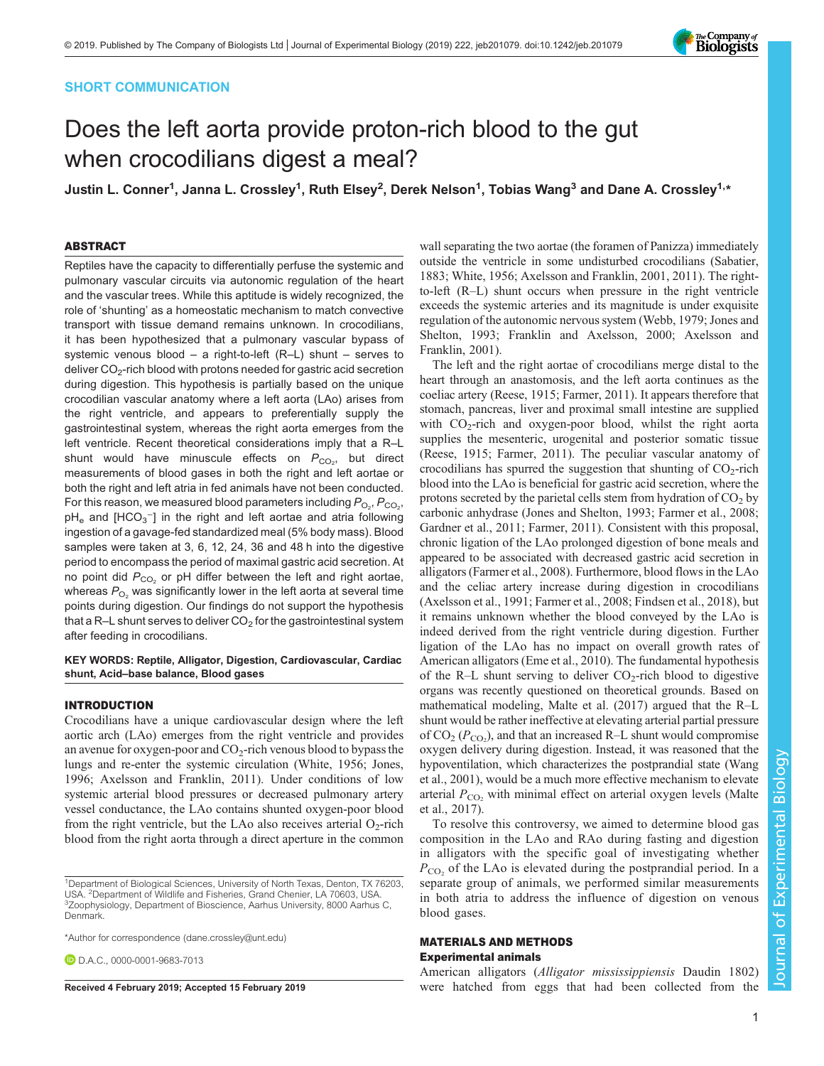SHORT COMMUNICATION

# Does the left aorta provide proton-rich blood to the gut when crocodilians digest a meal?

Justin L. Conner[1], Janna L. Crossley[1], Ruth Elsey[2], Derek Nelson[1], Tobias Wang[3] and Dane A. Crossley[1,*]

## ABSTRACT

Reptiles have the capacity to differentially perfuse the systemic and pulmonary vascular circuits via autonomic regulation of the heart and the vascular trees. While this aptitude is widely recognized, the role of 'shunting' as a homeostatic mechanism to match convective transport with tissue demand remains unknown. In crocodilians, it has been hypothesized that a pulmonary vascular bypass of systemic venous blood – a right-to-left (R–L) shunt – serves to deliver $CO_2$-rich blood with protons needed for gastric acid secretion during digestion. This hypothesis is partially based on the unique crocodilian vascular anatomy where a left aorta (LAo) arises from the right ventricle, and appears to preferentially supply the gastrointestinal system, whereas the right aorta emerges from the left ventricle. Recent theoretical considerations imply that a R–L shunt would have minuscule effects on $P_{CO_2}$, but direct measurements of blood gases in both the right and left aortae or both the right and left atria in fed animals have not been conducted. For this reason, we measured blood parameters including $P_{O_2}$, $P_{CO_2}$, $pH_e$ and $[HCO_3^-]$ in the right and left aortae and atria following ingestion of a gavage-fed standardized meal (5% body mass). Blood samples were taken at 3, 6, 12, 24, 36 and 48 h into the digestive period to encompass the period of maximal gastric acid secretion. At no point did $P_{CO_2}$ or pH differ between the left and right aortae, whereas $P_{O_2}$ was significantly lower in the left aorta at several time points during digestion. Our findings do not support the hypothesis that a R–L shunt serves to deliver $CO_2$ for the gastrointestinal system after feeding in crocodilians.

**KEY WORDS: Reptile, Alligator, Digestion, Cardiovascular, Cardiac shunt, Acid–base balance, Blood gases**

## INTRODUCTION

Crocodilians have a unique cardiovascular design where the left aortic arch (LAo) emerges from the right ventricle and provides an avenue for oxygen-poor and $CO_2$-rich venous blood to bypass the lungs and re-enter the systemic circulation (White, 1956; Jones, 1996; Axelsson and Franklin, 2011). Under conditions of low systemic arterial blood pressures or decreased pulmonary artery vessel conductance, the LAo contains shunted oxygen-poor blood from the right ventricle, but the LAo also receives arterial $O_2$-rich blood from the right aorta through a direct aperture in the common wall separating the two aortae (the foramen of Panizza) immediately outside the ventricle in some undisturbed crocodilians (Sabatier, 1883; White, 1956; Axelsson and Franklin, 2001, 2011). The right-to-left (R–L) shunt occurs when pressure in the right ventricle exceeds the systemic arteries and its magnitude is under exquisite regulation of the autonomic nervous system (Webb, 1979; Jones and Shelton, 1993; Franklin and Axelsson, 2000; Axelsson and Franklin, 2001).

The left and the right aortae of crocodilians merge distal to the heart through an anastomosis, and the left aorta continues as the coeliac artery (Reese, 1915; Farmer, 2011). It appears therefore that stomach, pancreas, liver and proximal small intestine are supplied with $CO_2$-rich and oxygen-poor blood, whilst the right aorta supplies the mesenteric, urogenital and posterior somatic tissue (Reese, 1915; Farmer, 2011). The peculiar vascular anatomy of crocodilians has spurred the suggestion that shunting of $CO_2$-rich blood into the LAo is beneficial for gastric acid secretion, where the protons secreted by the parietal cells stem from hydration of $CO_2$ by carbonic anhydrase (Jones and Shelton, 1993; Farmer et al., 2008; Gardner et al., 2011; Farmer, 2011). Consistent with this proposal, chronic ligation of the LAo prolonged digestion of bone meals and appeared to be associated with decreased gastric acid secretion in alligators (Farmer et al., 2008). Furthermore, blood flows in the LAo and the celiac artery increase during digestion in crocodilians (Axelsson et al., 1991; Farmer et al., 2008; Findsen et al., 2018), but it remains unknown whether the blood conveyed by the LAo is indeed derived from the right ventricle during digestion. Further ligation of the LAo has no impact on overall growth rates of American alligators (Eme et al., 2010). The fundamental hypothesis of the R–L shunt serving to deliver $CO_2$-rich blood to digestive organs was recently questioned on theoretical grounds. Based on mathematical modeling, Malte et al. (2017) argued that the R–L shunt would be rather ineffective at elevating arterial partial pressure of $CO_2$ ($P_{CO_2}$), and that an increased R–L shunt would compromise oxygen delivery during digestion. Instead, it was reasoned that the hypoventilation, which characterizes the postprandial state (Wang et al., 2001), would be a much more effective mechanism to elevate arterial $P_{CO_2}$ with minimal effect on arterial oxygen levels (Malte et al., 2017).

To resolve this controversy, we aimed to determine blood gas composition in the LAo and RAo during fasting and digestion in alligators with the specific goal of investigating whether $P_{CO_2}$ of the LAo is elevated during the postprandial period. In a separate group of animals, we performed similar measurements in both atria to address the influence of digestion on venous blood gases.

## MATERIALS AND METHODS

### Experimental animals

American alligators (*Alligator mississippiensis* Daudin 1802) were hatched from eggs that had been collected from the

[1]Department of Biological Sciences, University of North Texas, Denton, TX 76203, USA. [2]Department of Wildlife and Fisheries, Grand Chenier, LA 70603, USA. [3]Zoophysiology, Department of Bioscience, Aarhus University, 8000 Aarhus C, Denmark.

*Author for correspondence (dane.crossley@unt.edu)

D.A.C., 0000-0001-9683-7013

Received 4 February 2019; Accepted 15 February 2019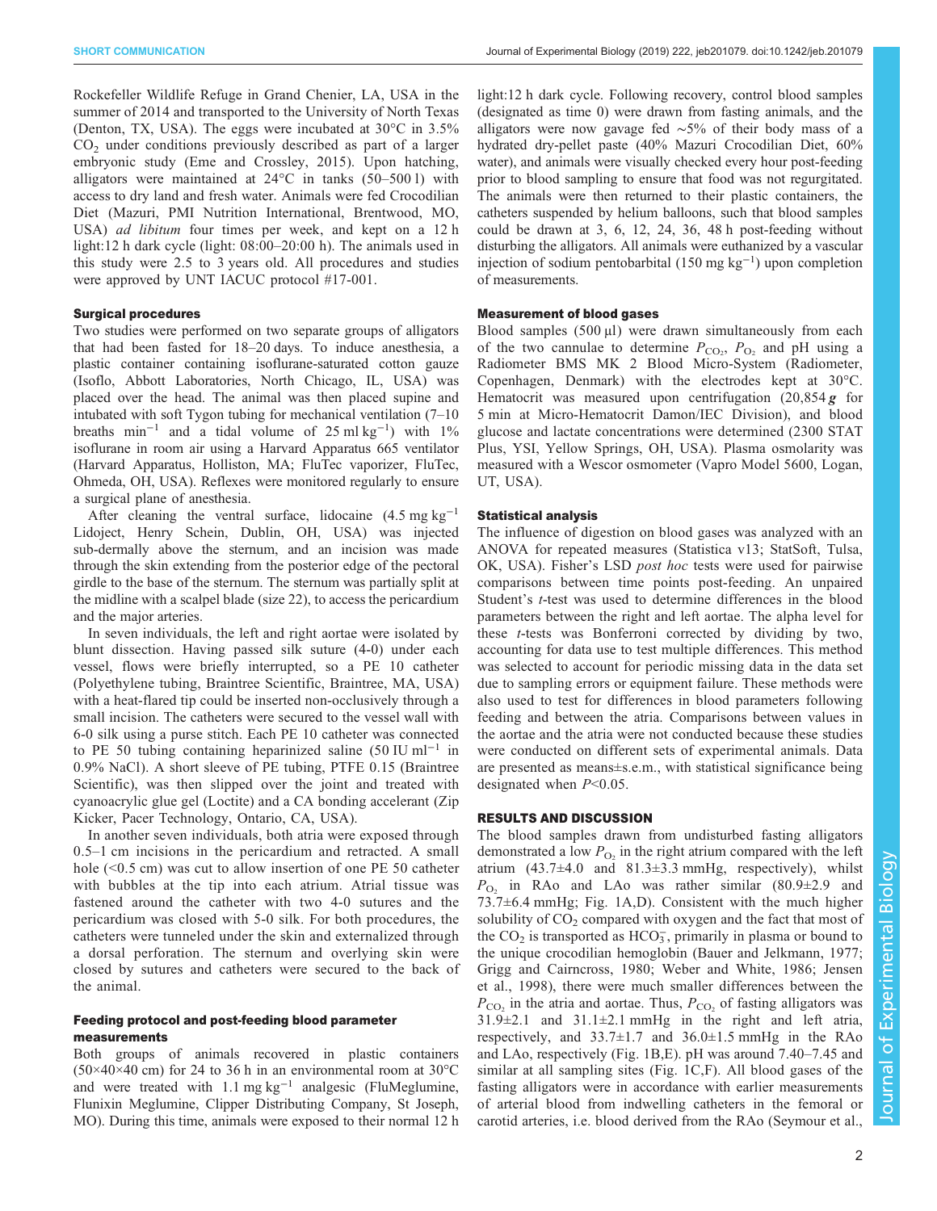Rockefeller Wildlife Refuge in Grand Chenier, LA, USA in the summer of 2014 and transported to the University of North Texas (Denton, TX, USA). The eggs were incubated at 30°C in 3.5% $CO_2$ under conditions previously described as part of a larger embryonic study (Eme and Crossley, 2015). Upon hatching, alligators were maintained at 24°C in tanks (50–500 l) with access to dry land and fresh water. Animals were fed Crocodilian Diet (Mazuri, PMI Nutrition International, Brentwood, MO, USA) *ad libitum* four times per week, and kept on a 12 h light:12 h dark cycle (light: 08:00–20:00 h). The animals used in this study were 2.5 to 3 years old. All procedures and studies were approved by UNT IACUC protocol #17-001.

### Surgical procedures

Two studies were performed on two separate groups of alligators that had been fasted for 18–20 days. To induce anesthesia, a plastic container containing isoflurane-saturated cotton gauze (Isoflo, Abbott Laboratories, North Chicago, IL, USA) was placed over the head. The animal was then placed supine and intubated with soft Tygon tubing for mechanical ventilation (7–10 breaths $min^{-1}$ and a tidal volume of 25 ml $kg^{-1}$) with 1% isoflurane in room air using a Harvard Apparatus 665 ventilator (Harvard Apparatus, Holliston, MA; FluTec vaporizer, FluTec, Ohmeda, OH, USA). Reflexes were monitored regularly to ensure a surgical plane of anesthesia.

After cleaning the ventral surface, lidocaine (4.5 mg $kg^{-1}$ Lidoject, Henry Schein, Dublin, OH, USA) was injected sub-dermally above the sternum, and an incision was made through the skin extending from the posterior edge of the pectoral girdle to the base of the sternum. The sternum was partially split at the midline with a scalpel blade (size 22), to access the pericardium and the major arteries.

In seven individuals, the left and right aortae were isolated by blunt dissection. Having passed silk suture (4-0) under each vessel, flows were briefly interrupted, so a PE 10 catheter (Polyethylene tubing, Braintree Scientific, Braintree, MA, USA) with a heat-flared tip could be inserted non-occlusively through a small incision. The catheters were secured to the vessel wall with 6-0 silk using a purse stitch. Each PE 10 catheter was connected to PE 50 tubing containing heparinized saline (50 IU $ml^{-1}$ in 0.9% NaCl). A short sleeve of PE tubing, PTFE 0.15 (Braintree Scientific), was then slipped over the joint and treated with cyanoacrylic glue gel (Loctite) and a CA bonding accelerant (Zip Kicker, Pacer Technology, Ontario, CA, USA).

In another seven individuals, both atria were exposed through 0.5–1 cm incisions in the pericardium and retracted. A small hole (<0.5 cm) was cut to allow insertion of one PE 50 catheter with bubbles at the tip into each atrium. Atrial tissue was fastened around the catheter with two 4-0 sutures and the pericardium was closed with 5-0 silk. For both procedures, the catheters were tunneled under the skin and externalized through a dorsal perforation. The sternum and overlying skin were closed by sutures and catheters were secured to the back of the animal.

### Feeding protocol and post-feeding blood parameter measurements

Both groups of animals recovered in plastic containers (50×40×40 cm) for 24 to 36 h in an environmental room at 30°C and were treated with 1.1 mg $kg^{-1}$ analgesic (FluMeglumine, Flunixin Meglumine, Clipper Distributing Company, St Joseph, MO). During this time, animals were exposed to their normal 12 h light:12 h dark cycle. Following recovery, control blood samples (designated as time 0) were drawn from fasting animals, and the alligators were now gavage fed ∼5% of their body mass of a hydrated dry-pellet paste (40% Mazuri Crocodilian Diet, 60% water), and animals were visually checked every hour post-feeding prior to blood sampling to ensure that food was not regurgitated. The animals were then returned to their plastic containers, the catheters suspended by helium balloons, such that blood samples could be drawn at 3, 6, 12, 24, 36, 48 h post-feeding without disturbing the alligators. All animals were euthanized by a vascular injection of sodium pentobarbital (150 mg $kg^{-1}$) upon completion of measurements.

### Measurement of blood gases

Blood samples (500 µl) were drawn simultaneously from each of the two cannulae to determine $P_{CO_2}$, $P_{O_2}$ and pH using a Radiometer BMS MK 2 Blood Micro-System (Radiometer, Copenhagen, Denmark) with the electrodes kept at 30°C. Hematocrit was measured upon centrifugation (20,854 ***g*** for 5 min at Micro-Hematocrit Damon/IEC Division), and blood glucose and lactate concentrations were determined (2300 STAT Plus, YSI, Yellow Springs, OH, USA). Plasma osmolarity was measured with a Wescor osmometer (Vapro Model 5600, Logan, UT, USA).

### Statistical analysis

The influence of digestion on blood gases was analyzed with an ANOVA for repeated measures (Statistica v13; StatSoft, Tulsa, OK, USA). Fisher's LSD *post hoc* tests were used for pairwise comparisons between time points post-feeding. An unpaired Student's *t*-test was used to determine differences in the blood parameters between the right and left aortae. The alpha level for these *t*-tests was Bonferroni corrected by dividing by two, accounting for data use to test multiple differences. This method was selected to account for periodic missing data in the data set due to sampling errors or equipment failure. These methods were also used to test for differences in blood parameters following feeding and between the atria. Comparisons between values in the aortae and the atria were not conducted because these studies were conducted on different sets of experimental animals. Data are presented as means±s.e.m., with statistical significance being designated when $P<0.05$.

## RESULTS AND DISCUSSION

The blood samples drawn from undisturbed fasting alligators demonstrated a low $P_{O_2}$ in the right atrium compared with the left atrium (43.7±4.0 and 81.3±3.3 mmHg, respectively), whilst $P_{O_2}$ in RAo and LAo was rather similar (80.9±2.9 and 73.7±6.4 mmHg; Fig. 1A,D). Consistent with the much higher solubility of $CO_2$ compared with oxygen and the fact that most of the $CO_2$ is transported as $HCO_3^-$, primarily in plasma or bound to the unique crocodilian hemoglobin (Bauer and Jelkmann, 1977; Grigg and Cairncross, 1980; Weber and White, 1986; Jensen et al., 1998), there were much smaller differences between the $P_{CO_2}$ in the atria and aortae. Thus, $P_{CO_2}$ of fasting alligators was 31.9±2.1 and 31.1±2.1 mmHg in the right and left atria, respectively, and 33.7±1.7 and 36.0±1.5 mmHg in the RAo and LAo, respectively (Fig. 1B,E). pH was around 7.40–7.45 and similar at all sampling sites (Fig. 1C,F). All blood gases of the fasting alligators were in accordance with earlier measurements of arterial blood from indwelling catheters in the femoral or carotid arteries, i.e. blood derived from the RAo (Seymour et al.,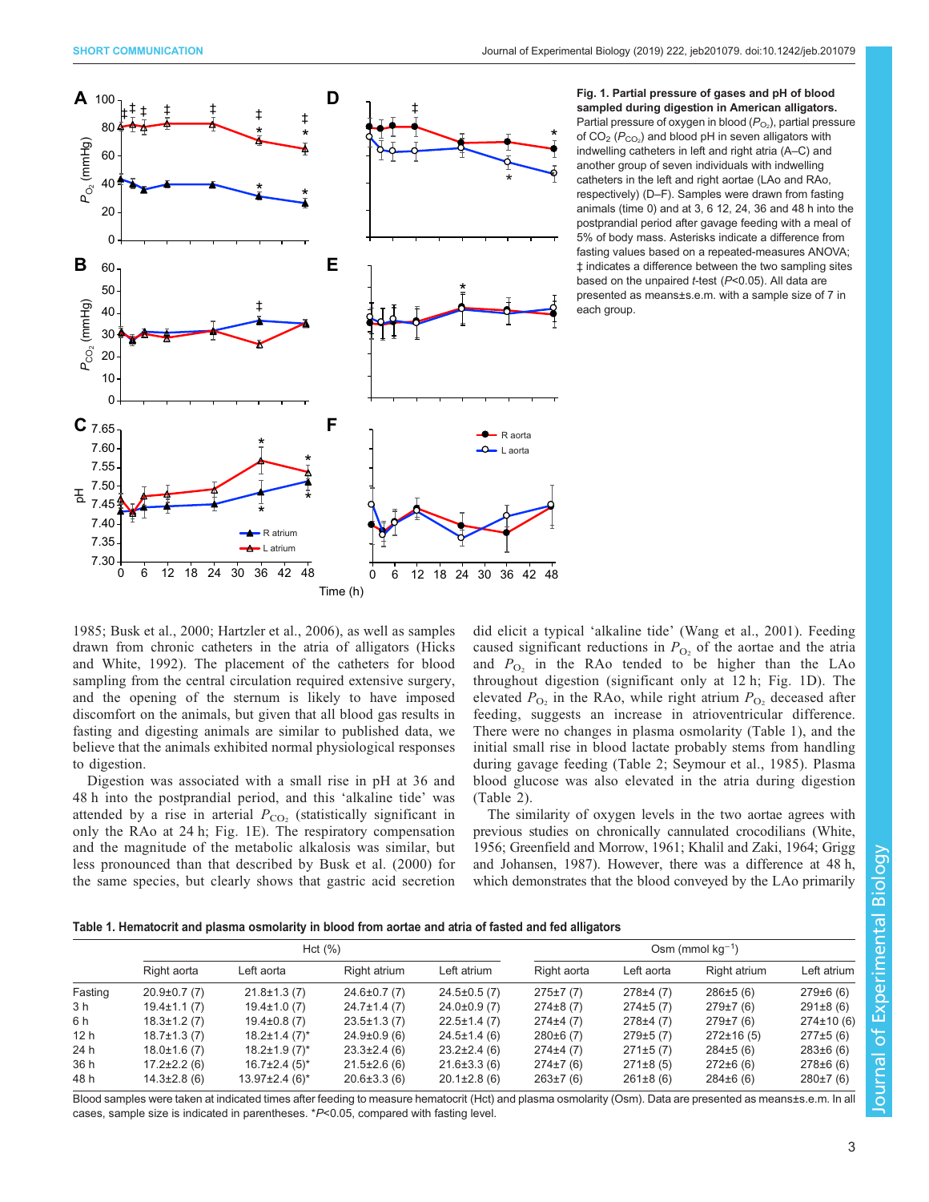**Fig. 1. Partial pressure of gases and pH of blood sampled during digestion in American alligators.** Partial pressure of oxygen in blood ($P_{O_2}$), partial pressure of $CO_2$ ($P_{CO_2}$) and blood pH in seven alligators with indwelling catheters in left and right atria (A–C) and another group of seven individuals with indwelling catheters in the left and right aortae (LAo and RAo, respectively) (D–F). Samples were drawn from fasting animals (time 0) and at 3, 6 12, 24, 36 and 48 h into the postprandial period after gavage feeding with a meal of 5% of body mass. Asterisks indicate a difference from fasting values based on a repeated-measures ANOVA; ‡ indicates a difference between the two sampling sites based on the unpaired *t*-test ($P<0.05$). All data are presented as means±s.e.m. with a sample size of 7 in each group.

1985; Busk et al., 2000; Hartzler et al., 2006), as well as samples drawn from chronic catheters in the atria of alligators (Hicks and White, 1992). The placement of the catheters for blood sampling from the central circulation required extensive surgery, and the opening of the sternum is likely to have imposed discomfort on the animals, but given that all blood gas results in fasting and digesting animals are similar to published data, we believe that the animals exhibited normal physiological responses to digestion.

Digestion was associated with a small rise in pH at 36 and 48 h into the postprandial period, and this 'alkaline tide' was attended by a rise in arterial $P_{CO_2}$ (statistically significant in only the RAo at 24 h; Fig. 1E). The respiratory compensation and the magnitude of the metabolic alkalosis was similar, but less pronounced than that described by Busk et al. (2000) for the same species, but clearly shows that gastric acid secretion did elicit a typical 'alkaline tide' (Wang et al., 2001). Feeding caused significant reductions in $P_{O_2}$ of the aortae and the atria and $P_{O_2}$ in the RAo tended to be higher than the LAo throughout digestion (significant only at 12 h; Fig. 1D). The elevated $P_{O_2}$ in the RAo, while right atrium $P_{O_2}$ deceased after feeding, suggests an increase in atrioventricular difference. There were no changes in plasma osmolarity (Table 1), and the initial small rise in blood lactate probably stems from handling during gavage feeding (Table 2; Seymour et al., 1985). Plasma blood glucose was also elevated in the atria during digestion (Table 2).

The similarity of oxygen levels in the two aortae agrees with previous studies on chronically cannulated crocodilians (White, 1956; Greenfield and Morrow, 1961; Khalil and Zaki, 1964; Grigg and Johansen, 1987). However, there was a difference at 48 h, which demonstrates that the blood conveyed by the LAo primarily

**Table 1. Hematocrit and plasma osmolarity in blood from aortae and atria of fasted and fed alligators**

| | Hct (%) | | | | Osm (mmol kg$^{-1}$) | | | |
|---|---|---|---|---|---|---|---|---|
| | Right aorta | Left aorta | Right atrium | Left atrium | Right aorta | Left aorta | Right atrium | Left atrium |
| Fasting | 20.9±0.7 (7) | 21.8±1.3 (7) | 24.6±0.7 (7) | 24.5±0.5 (7) | 275±7 (7) | 278±4 (7) | 286±5 (6) | 279±6 (6) |
| 3 h | 19.4±1.1 (7) | 19.4±1.0 (7) | 24.7±1.4 (7) | 24.0±0.9 (7) | 274±8 (7) | 274±5 (7) | 279±7 (6) | 291±8 (6) |
| 6 h | 18.3±1.2 (7) | 19.4±0.8 (7) | 23.5±1.3 (7) | 22.5±1.4 (7) | 274±4 (7) | 278±4 (7) | 279±7 (6) | 274±10 (6) |
| 12 h | 18.7±1.3 (7) | 18.2±1.4 (7)* | 24.9±0.9 (6) | 24.5±1.4 (6) | 280±6 (7) | 279±5 (7) | 272±16 (5) | 277±5 (6) |
| 24 h | 18.0±1.6 (7) | 18.2±1.9 (7)* | 23.3±2.4 (6) | 23.2±2.4 (6) | 274±4 (7) | 271±5 (7) | 284±5 (6) | 283±6 (6) |
| 36 h | 17.2±2.2 (6) | 16.7±2.4 (5)* | 21.5±2.6 (6) | 21.6±3.3 (6) | 274±7 (6) | 271±8 (5) | 272±6 (6) | 278±6 (6) |
| 48 h | 14.3±2.8 (6) | 13.97±2.4 (6)* | 20.6±3.3 (6) | 20.1±2.8 (6) | 263±7 (6) | 261±8 (6) | 284±6 (6) | 280±7 (6) |

Blood samples were taken at indicated times after feeding to measure hematocrit (Hct) and plasma osmolarity (Osm). Data are presented as means±s.e.m. In all cases, sample size is indicated in parentheses. *$P<0.05$, compared with fasting level.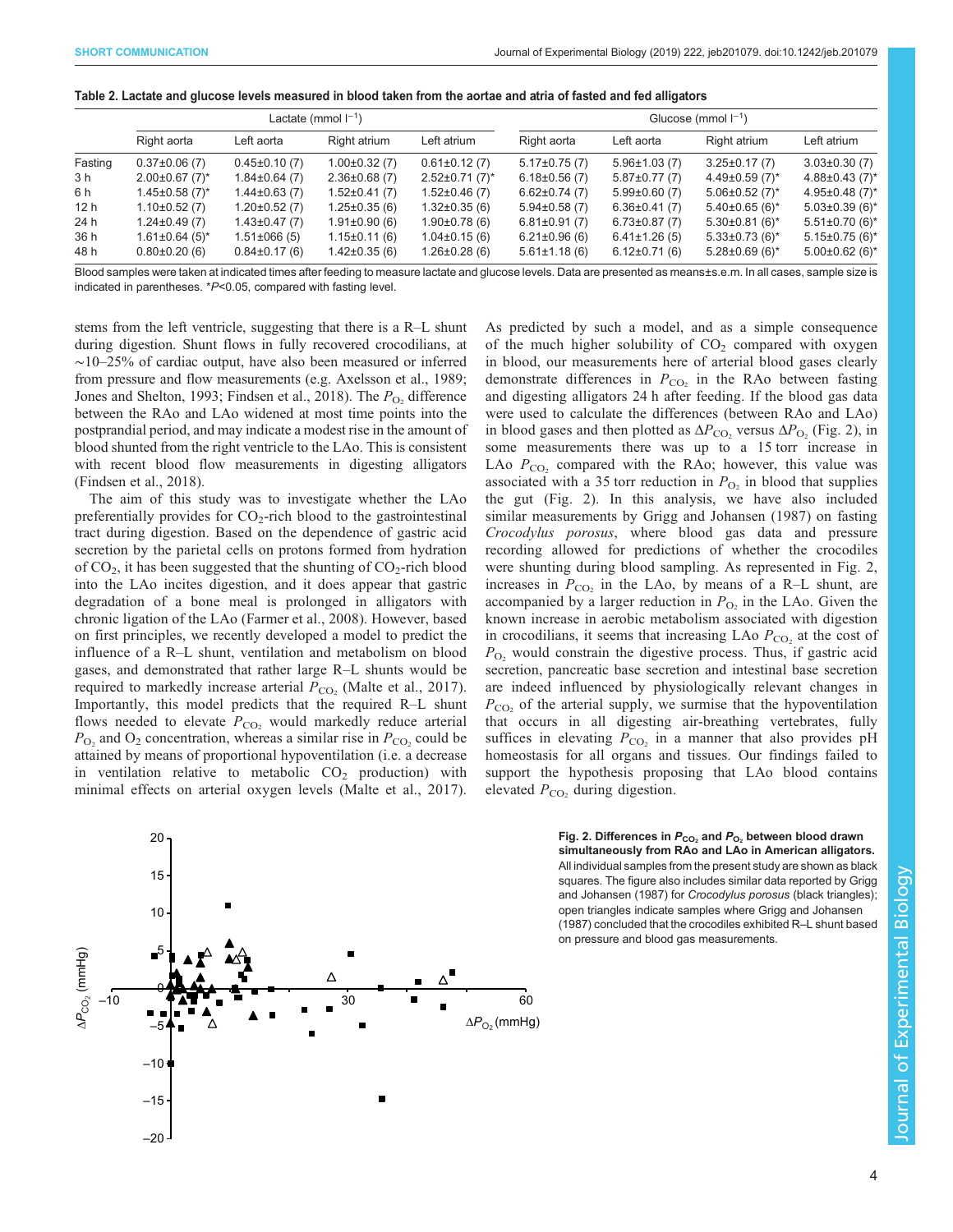**Table 2. Lactate and glucose levels measured in blood taken from the aortae and atria of fasted and fed alligators**

| | Lactate (mmol $l^{-1}$) | | | | Glucose (mmol $l^{-1}$) | | | |
|---|---|---|---|---|---|---|---|---|
| | Right aorta | Left aorta | Right atrium | Left atrium | Right aorta | Left aorta | Right atrium | Left atrium |
| Fasting | 0.37±0.06 (7) | 0.45±0.10 (7) | 1.00±0.32 (7) | 0.61±0.12 (7) | 5.17±0.75 (7) | 5.96±1.03 (7) | 3.25±0.17 (7) | 3.03±0.30 (7) |
| 3 h | 2.00±0.67 (7)* | 1.84±0.64 (7) | 2.36±0.68 (7) | 2.52±0.71 (7)* | 6.18±0.56 (7) | 5.87±0.77 (7) | 4.49±0.59 (7)* | 4.88±0.43 (7)* |
| 6 h | 1.45±0.58 (7)* | 1.44±0.63 (7) | 1.52±0.41 (7) | 1.52±0.46 (7) | 6.62±0.74 (7) | 5.99±0.60 (7) | 5.06±0.52 (7)* | 4.95±0.48 (7)* |
| 12 h | 1.10±0.52 (7) | 1.20±0.52 (7) | 1.25±0.35 (6) | 1.32±0.35 (6) | 5.94±0.58 (7) | 6.36±0.41 (7) | 5.40±0.65 (6)* | 5.03±0.39 (6)* |
| 24 h | 1.24±0.49 (7) | 1.43±0.47 (7) | 1.91±0.90 (6) | 1.90±0.78 (6) | 6.81±0.91 (7) | 6.73±0.87 (7) | 5.30±0.81 (6)* | 5.51±0.70 (6)* |
| 36 h | 1.61±0.64 (5)* | 1.51±066 (5) | 1.15±0.11 (6) | 1.04±0.15 (6) | 6.21±0.96 (6) | 6.41±1.26 (5) | 5.33±0.73 (6)* | 5.15±0.75 (6)* |
| 48 h | 0.80±0.20 (6) | 0.84±0.17 (6) | 1.42±0.35 (6) | 1.26±0.28 (6) | 5.61±1.18 (6) | 6.12±0.71 (6) | 5.28±0.69 (6)* | 5.00±0.62 (6)* |

Blood samples were taken at indicated times after feeding to measure lactate and glucose levels. Data are presented as means±s.e.m. In all cases, sample size is indicated in parentheses. *$P$<0.05, compared with fasting level.

stems from the left ventricle, suggesting that there is a R–L shunt during digestion. Shunt flows in fully recovered crocodilians, at ~10–25% of cardiac output, have also been measured or inferred from pressure and flow measurements (e.g. Axelsson et al., 1989; Jones and Shelton, 1993; Findsen et al., 2018). The $P_{O_2}$ difference between the RAo and LAo widened at most time points into the postprandial period, and may indicate a modest rise in the amount of blood shunted from the right ventricle to the LAo. This is consistent with recent blood flow measurements in digesting alligators (Findsen et al., 2018).

The aim of this study was to investigate whether the LAo preferentially provides for $CO_2$-rich blood to the gastrointestinal tract during digestion. Based on the dependence of gastric acid secretion by the parietal cells on protons formed from hydration of $CO_2$, it has been suggested that the shunting of $CO_2$-rich blood into the LAo incites digestion, and it does appear that gastric degradation of a bone meal is prolonged in alligators with chronic ligation of the LAo (Farmer et al., 2008). However, based on first principles, we recently developed a model to predict the influence of a R–L shunt, ventilation and metabolism on blood gases, and demonstrated that rather large R–L shunts would be required to markedly increase arterial $P_{CO_2}$ (Malte et al., 2017). Importantly, this model predicts that the required R–L shunt flows needed to elevate $P_{CO_2}$ would markedly reduce arterial $P_{O_2}$ and $O_2$ concentration, whereas a similar rise in $P_{CO_2}$ could be attained by means of proportional hypoventilation (i.e. a decrease in ventilation relative to metabolic $CO_2$ production) with minimal effects on arterial oxygen levels (Malte et al., 2017). As predicted by such a model, and as a simple consequence of the much higher solubility of $CO_2$ compared with oxygen in blood, our measurements here of arterial blood gases clearly demonstrate differences in $P_{CO_2}$ in the RAo between fasting and digesting alligators 24 h after feeding. If the blood gas data were used to calculate the differences (between RAo and LAo) in blood gases and then plotted as $\Delta P_{CO_2}$ versus $\Delta P_{O_2}$ (Fig. 2), in some measurements there was up to a 15 torr increase in LAo $P_{CO_2}$ compared with the RAo; however, this value was associated with a 35 torr reduction in $P_{O_2}$ in blood that supplies the gut (Fig. 2). In this analysis, we have also included similar measurements by Grigg and Johansen (1987) on fasting *Crocodylus porosus*, where blood gas data and pressure recording allowed for predictions of whether the crocodiles were shunting during blood sampling. As represented in Fig. 2, increases in $P_{CO_2}$ in the LAo, by means of a R–L shunt, are accompanied by a larger reduction in $P_{O_2}$ in the LAo. Given the known increase in aerobic metabolism associated with digestion in crocodilians, it seems that increasing LAo $P_{CO_2}$ at the cost of $P_{O_2}$ would constrain the digestive process. Thus, if gastric acid secretion, pancreatic base secretion and intestinal base secretion are indeed influenced by physiologically relevant changes in $P_{CO_2}$ of the arterial supply, we surmise that the hypoventilation that occurs in all digesting air-breathing vertebrates, fully suffices in elevating $P_{CO_2}$ in a manner that also provides pH homeostasis for all organs and tissues. Our findings failed to support the hypothesis proposing that LAo blood contains elevated $P_{CO_2}$ during digestion.

**Fig. 2. Differences in $P_{CO_2}$ and $P_{O_2}$ between blood drawn simultaneously from RAo and LAo in American alligators.** All individual samples from the present study are shown as black squares. The figure also includes similar data reported by Grigg and Johansen (1987) for *Crocodylus porosus* (black triangles); open triangles indicate samples where Grigg and Johansen (1987) concluded that the crocodiles exhibited R–L shunt based on pressure and blood gas measurements.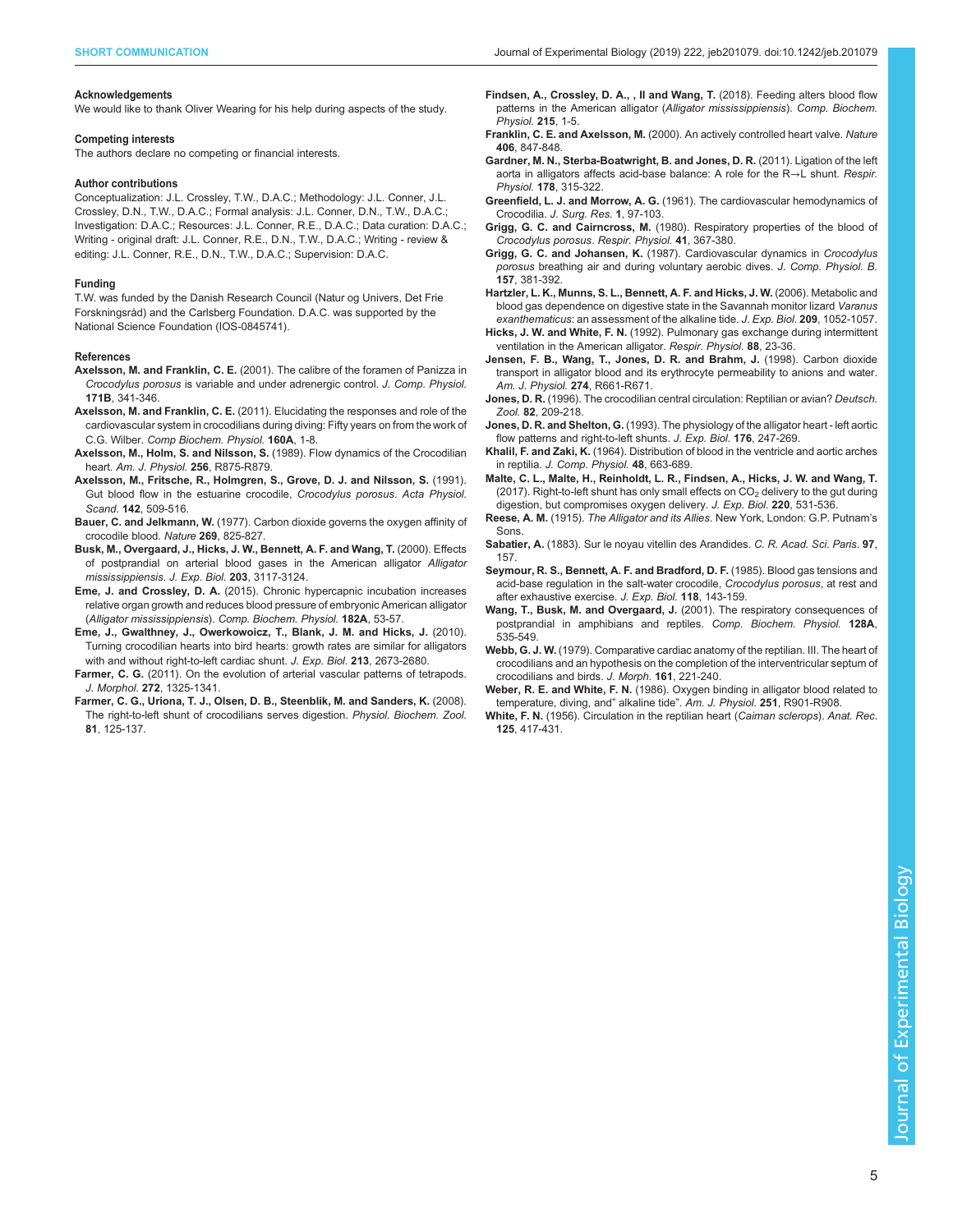### Acknowledgements

We would like to thank Oliver Wearing for his help during aspects of the study.

### Competing interests

The authors declare no competing or financial interests.

### Author contributions

Conceptualization: J.L. Crossley, T.W., D.A.C.; Methodology: J.L. Conner, J.L. Crossley, D.N., T.W., D.A.C.; Formal analysis: J.L. Conner, D.N., T.W., D.A.C.; Investigation: D.A.C.; Resources: J.L. Conner, R.E., D.A.C.; Data curation: D.A.C.; Writing - original draft: J.L. Conner, R.E., D.N., T.W., D.A.C.; Writing - review & editing: J.L. Conner, R.E., D.N., T.W., D.A.C.; Supervision: D.A.C.

### Funding

T.W. was funded by the Danish Research Council (Natur og Univers, Det Frie Forskningsråd) and the Carlsberg Foundation. D.A.C. was supported by the National Science Foundation (IOS-0845741).

### References

**Axelsson, M. and Franklin, C. E.** (2001). The calibre of the foramen of Panizza in *Crocodylus porosus* is variable and under adrenergic control. *J. Comp. Physiol.* **171B**, 341-346.

**Axelsson, M. and Franklin, C. E.** (2011). Elucidating the responses and role of the cardiovascular system in crocodilians during diving: Fifty years on from the work of C.G. Wilber. *Comp Biochem. Physiol.* **160A**, 1-8.

**Axelsson, M., Holm, S. and Nilsson, S.** (1989). Flow dynamics of the Crocodilian heart. *Am. J. Physiol.* **256**, R875-R879.

**Axelsson, M., Fritsche, R., Holmgren, S., Grove, D. J. and Nilsson, S.** (1991). Gut blood flow in the estuarine crocodile, *Crocodylus porosus*. *Acta Physiol. Scand.* **142**, 509-516.

**Bauer, C. and Jelkmann, W.** (1977). Carbon dioxide governs the oxygen affinity of crocodile blood. *Nature* **269**, 825-827.

**Busk, M., Overgaard, J., Hicks, J. W., Bennett, A. F. and Wang, T.** (2000). Effects of postprandial on arterial blood gases in the American alligator *Alligator mississippiensis*. *J. Exp. Biol.* **203**, 3117-3124.

**Eme, J. and Crossley, D. A.** (2015). Chronic hypercapnic incubation increases relative organ growth and reduces blood pressure of embryonic American alligator (*Alligator mississippiensis*). *Comp. Biochem. Physiol.* **182A**, 53-57.

**Eme, J., Gwalthney, J., Owerkowoicz, T., Blank, J. M. and Hicks, J.** (2010). Turning crocodilian hearts into bird hearts: growth rates are similar for alligators with and without right-to-left cardiac shunt. *J. Exp. Biol.* **213**, 2673-2680.

**Farmer, C. G.** (2011). On the evolution of arterial vascular patterns of tetrapods. *J. Morphol.* **272**, 1325-1341.

**Farmer, C. G., Uriona, T. J., Olsen, D. B., Steenblik, M. and Sanders, K.** (2008). The right-to-left shunt of crocodilians serves digestion. *Physiol. Biochem. Zool.* **81**, 125-137.

**Findsen, A., Crossley, D. A., , II and Wang, T.** (2018). Feeding alters blood flow patterns in the American alligator (*Alligator mississippiensis*). *Comp. Biochem. Physiol.* **215**, 1-5.

**Franklin, C. E. and Axelsson, M.** (2000). An actively controlled heart valve. *Nature* **406**, 847-848.

**Gardner, M. N., Sterba-Boatwright, B. and Jones, D. R.** (2011). Ligation of the left aorta in alligators affects acid-base balance: A role for the R→L shunt. *Respir. Physiol.* **178**, 315-322.

**Greenfield, L. J. and Morrow, A. G.** (1961). The cardiovascular hemodynamics of Crocodilia. *J. Surg. Res.* **1**, 97-103.

**Grigg, G. C. and Cairncross, M.** (1980). Respiratory properties of the blood of *Crocodylus porosus*. *Respir. Physiol.* **41**, 367-380.

**Grigg, G. C. and Johansen, K.** (1987). Cardiovascular dynamics in *Crocodylus porosus* breathing air and during voluntary aerobic dives. *J. Comp. Physiol. B.* **157**, 381-392.

**Hartzler, L. K., Munns, S. L., Bennett, A. F. and Hicks, J. W.** (2006). Metabolic and blood gas dependence on digestive state in the Savannah monitor lizard *Varanus exanthematicus*: an assessment of the alkaline tide. *J. Exp. Biol.* **209**, 1052-1057.

**Hicks, J. W. and White, F. N.** (1992). Pulmonary gas exchange during intermittent ventilation in the American alligator. *Respir. Physiol.* **88**, 23-36.

**Jensen, F. B., Wang, T., Jones, D. R. and Brahm, J.** (1998). Carbon dioxide transport in alligator blood and its erythrocyte permeability to anions and water. *Am. J. Physiol.* **274**, R661-R671.

**Jones, D. R.** (1996). The crocodilian central circulation: Reptilian or avian? *Deutsch. Zool.* **82**, 209-218.

**Jones, D. R. and Shelton, G.** (1993). The physiology of the alligator heart - left aortic flow patterns and right-to-left shunts. *J. Exp. Biol.* **176**, 247-269.

**Khalil, F. and Zaki, K.** (1964). Distribution of blood in the ventricle and aortic arches in reptilia. *J. Comp. Physiol.* **48**, 663-689.

**Malte, C. L., Malte, H., Reinholdt, L. R., Findsen, A., Hicks, J. W. and Wang, T.** (2017). Right-to-left shunt has only small effects on $CO_2$ delivery to the gut during digestion, but compromises oxygen delivery. *J. Exp. Biol.* **220**, 531-536.

**Reese, A. M.** (1915). *The Alligator and its Allies*. New York, London: G.P. Putnam's Sons.

**Sabatier, A.** (1883). Sur le noyau vitellin des Arandides. *C. R. Acad. Sci. Paris.* **97**, 157.

**Seymour, R. S., Bennett, A. F. and Bradford, D. F.** (1985). Blood gas tensions and acid-base regulation in the salt-water crocodile, *Crocodylus porosus*, at rest and after exhaustive exercise. *J. Exp. Biol.* **118**, 143-159.

**Wang, T., Busk, M. and Overgaard, J.** (2001). The respiratory consequences of postprandial in amphibians and reptiles. *Comp. Biochem. Physiol.* **128A**, 535-549.

**Webb, G. J. W.** (1979). Comparative cardiac anatomy of the reptilian. III. The heart of crocodilians and an hypothesis on the completion of the interventricular septum of crocodilians and birds. *J. Morph.* **161**, 221-240.

**Weber, R. E. and White, F. N.** (1986). Oxygen binding in alligator blood related to temperature, diving, and" alkaline tide". *Am. J. Physiol.* **251**, R901-R908.

**White, F. N.** (1956). Circulation in the reptilian heart (*Caiman sclerops*). *Anat. Rec.* **125**, 417-431.